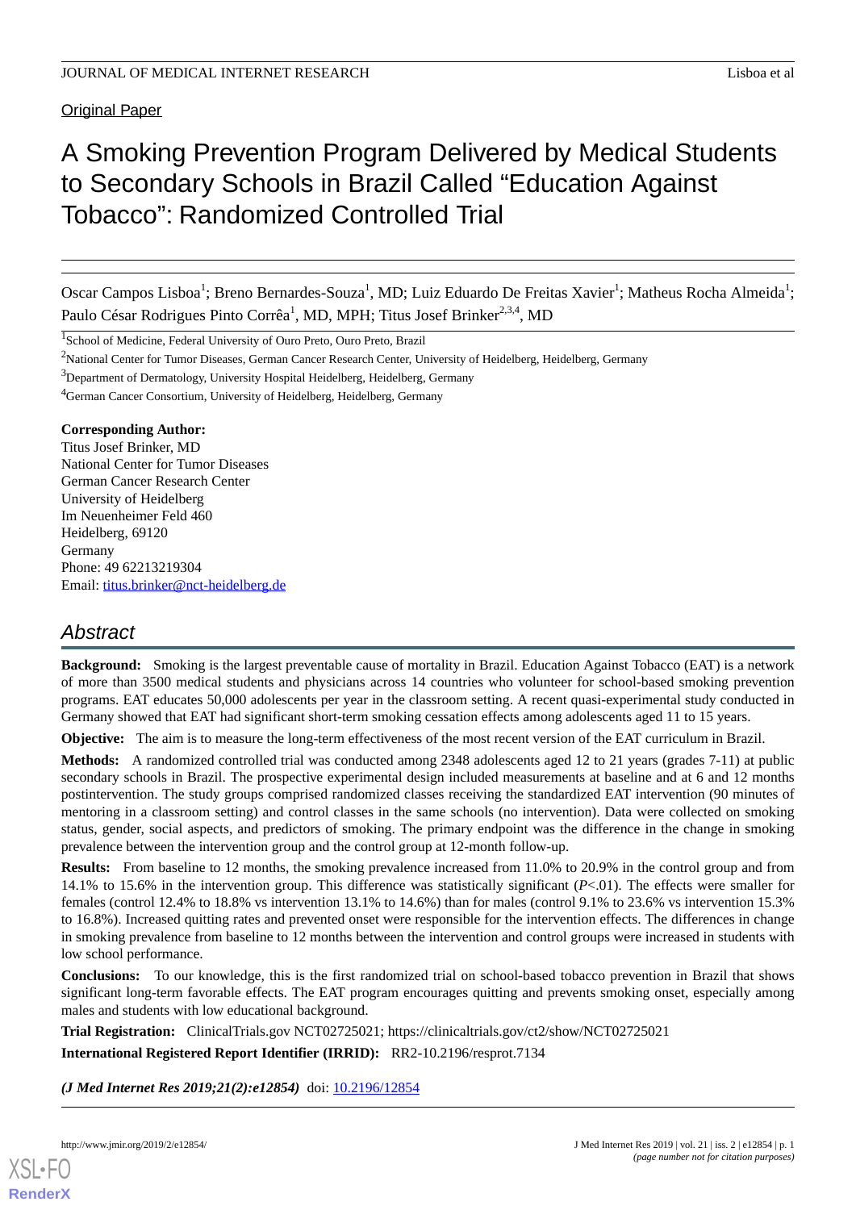Original Paper

# A Smoking Prevention Program Delivered by Medical Students to Secondary Schools in Brazil Called "Education Against Tobacco": Randomized Controlled Trial

Oscar Campos Lisboa[1]; Breno Bernardes-Souza[1], MD; Luiz Eduardo De Freitas Xavier[1]; Matheus Rocha Almeida[1]; Paulo César Rodrigues Pinto Corrêa[1], MD, MPH; Titus Josef Brinker[2,3,4], MD

[1]School of Medicine, Federal University of Ouro Preto, Ouro Preto, Brazil

[2]National Center for Tumor Diseases, German Cancer Research Center, University of Heidelberg, Heidelberg, Germany

[3]Department of Dermatology, University Hospital Heidelberg, Heidelberg, Germany

[4]German Cancer Consortium, University of Heidelberg, Heidelberg, Germany

**Corresponding Author:**
Titus Josef Brinker, MD
National Center for Tumor Diseases
German Cancer Research Center
University of Heidelberg
Im Neuenheimer Feld 460
Heidelberg, 69120
Germany
Phone: 49 62213219304
Email: titus.brinker@nct-heidelberg.de

## Abstract

**Background:** Smoking is the largest preventable cause of mortality in Brazil. Education Against Tobacco (EAT) is a network of more than 3500 medical students and physicians across 14 countries who volunteer for school-based smoking prevention programs. EAT educates 50,000 adolescents per year in the classroom setting. A recent quasi-experimental study conducted in Germany showed that EAT had significant short-term smoking cessation effects among adolescents aged 11 to 15 years.

**Objective:** The aim is to measure the long-term effectiveness of the most recent version of the EAT curriculum in Brazil.

**Methods:** A randomized controlled trial was conducted among 2348 adolescents aged 12 to 21 years (grades 7-11) at public secondary schools in Brazil. The prospective experimental design included measurements at baseline and at 6 and 12 months postintervention. The study groups comprised randomized classes receiving the standardized EAT intervention (90 minutes of mentoring in a classroom setting) and control classes in the same schools (no intervention). Data were collected on smoking status, gender, social aspects, and predictors of smoking. The primary endpoint was the difference in the change in smoking prevalence between the intervention group and the control group at 12-month follow-up.

**Results:** From baseline to 12 months, the smoking prevalence increased from 11.0% to 20.9% in the control group and from 14.1% to 15.6% in the intervention group. This difference was statistically significant (*P*<.01). The effects were smaller for females (control 12.4% to 18.8% vs intervention 13.1% to 14.6%) than for males (control 9.1% to 23.6% vs intervention 15.3% to 16.8%). Increased quitting rates and prevented onset were responsible for the intervention effects. The differences in change in smoking prevalence from baseline to 12 months between the intervention and control groups were increased in students with low school performance.

**Conclusions:** To our knowledge, this is the first randomized trial on school-based tobacco prevention in Brazil that shows significant long-term favorable effects. The EAT program encourages quitting and prevents smoking onset, especially among males and students with low educational background.

**Trial Registration:** ClinicalTrials.gov NCT02725021; https://clinicaltrials.gov/ct2/show/NCT02725021

**International Registered Report Identifier (IRRID):** RR2-10.2196/resprot.7134

***(J Med Internet Res 2019;21(2):e12854)*** doi: 10.2196/12854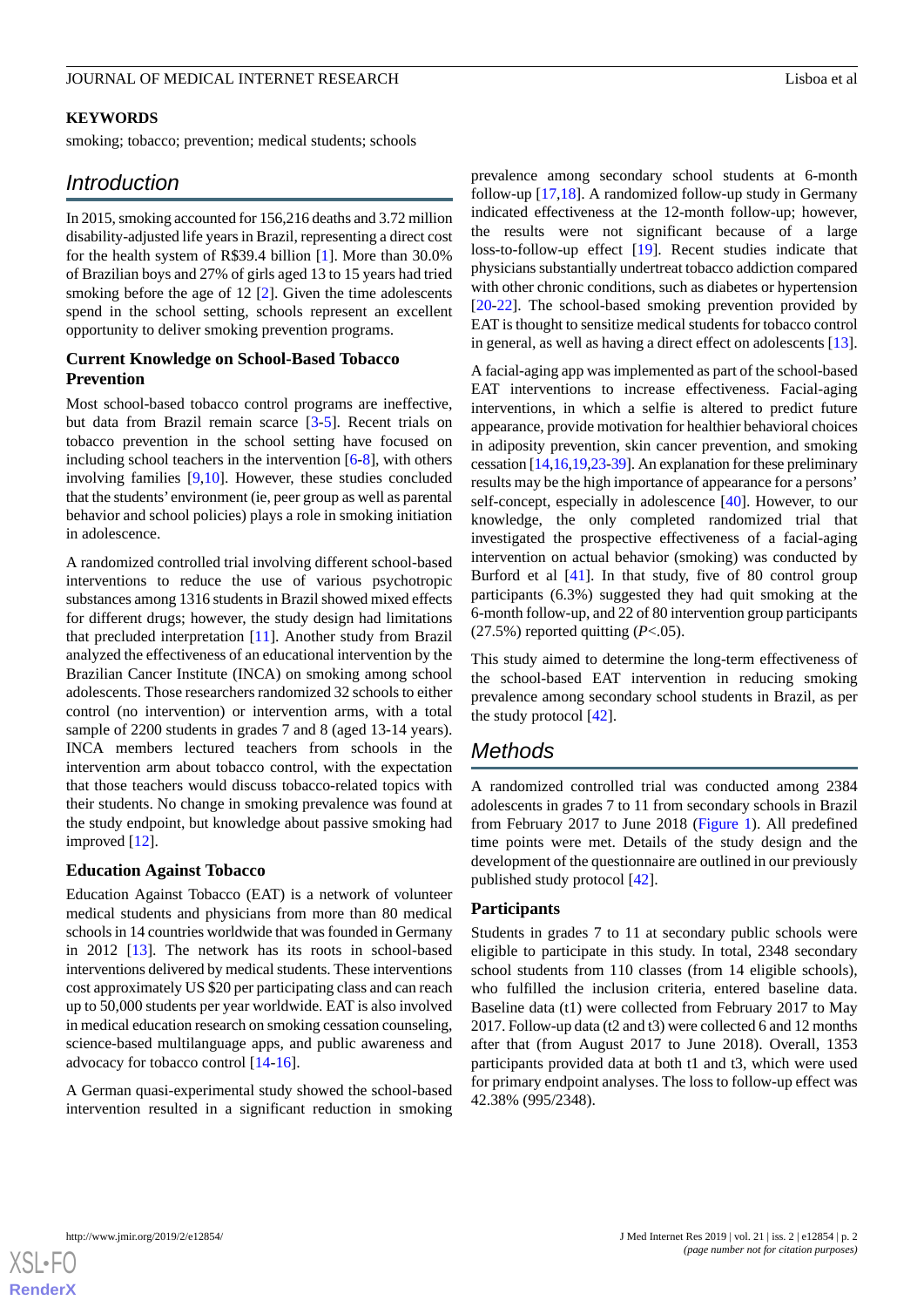## KEYWORDS

smoking; tobacco; prevention; medical students; schools

## Introduction

In 2015, smoking accounted for 156,216 deaths and 3.72 million disability-adjusted life years in Brazil, representing a direct cost for the health system of R$39.4 billion [1]. More than 30.0% of Brazilian boys and 27% of girls aged 13 to 15 years had tried smoking before the age of 12 [2]. Given the time adolescents spend in the school setting, schools represent an excellent opportunity to deliver smoking prevention programs.

### Current Knowledge on School-Based Tobacco Prevention

Most school-based tobacco control programs are ineffective, but data from Brazil remain scarce [3-5]. Recent trials on tobacco prevention in the school setting have focused on including school teachers in the intervention [6-8], with others involving families [9,10]. However, these studies concluded that the students' environment (ie, peer group as well as parental behavior and school policies) plays a role in smoking initiation in adolescence.

A randomized controlled trial involving different school-based interventions to reduce the use of various psychotropic substances among 1316 students in Brazil showed mixed effects for different drugs; however, the study design had limitations that precluded interpretation [11]. Another study from Brazil analyzed the effectiveness of an educational intervention by the Brazilian Cancer Institute (INCA) on smoking among school adolescents. Those researchers randomized 32 schools to either control (no intervention) or intervention arms, with a total sample of 2200 students in grades 7 and 8 (aged 13-14 years). INCA members lectured teachers from schools in the intervention arm about tobacco control, with the expectation that those teachers would discuss tobacco-related topics with their students. No change in smoking prevalence was found at the study endpoint, but knowledge about passive smoking had improved [12].

### Education Against Tobacco

Education Against Tobacco (EAT) is a network of volunteer medical students and physicians from more than 80 medical schools in 14 countries worldwide that was founded in Germany in 2012 [13]. The network has its roots in school-based interventions delivered by medical students. These interventions cost approximately US $20 per participating class and can reach up to 50,000 students per year worldwide. EAT is also involved in medical education research on smoking cessation counseling, science-based multilanguage apps, and public awareness and advocacy for tobacco control [14-16].

A German quasi-experimental study showed the school-based intervention resulted in a significant reduction in smoking prevalence among secondary school students at 6-month follow-up [17,18]. A randomized follow-up study in Germany indicated effectiveness at the 12-month follow-up; however, the results were not significant because of a large loss-to-follow-up effect [19]. Recent studies indicate that physicians substantially undertreat tobacco addiction compared with other chronic conditions, such as diabetes or hypertension [20-22]. The school-based smoking prevention provided by EAT is thought to sensitize medical students for tobacco control in general, as well as having a direct effect on adolescents [13].

A facial-aging app was implemented as part of the school-based EAT interventions to increase effectiveness. Facial-aging interventions, in which a selfie is altered to predict future appearance, provide motivation for healthier behavioral choices in adiposity prevention, skin cancer prevention, and smoking cessation [14,16,19,23-39]. An explanation for these preliminary results may be the high importance of appearance for a persons' self-concept, especially in adolescence [40]. However, to our knowledge, the only completed randomized trial that investigated the prospective effectiveness of a facial-aging intervention on actual behavior (smoking) was conducted by Burford et al [41]. In that study, five of 80 control group participants (6.3%) suggested they had quit smoking at the 6-month follow-up, and 22 of 80 intervention group participants (27.5%) reported quitting ($P<.05$).

This study aimed to determine the long-term effectiveness of the school-based EAT intervention in reducing smoking prevalence among secondary school students in Brazil, as per the study protocol [42].

## Methods

A randomized controlled trial was conducted among 2384 adolescents in grades 7 to 11 from secondary schools in Brazil from February 2017 to June 2018 (Figure 1). All predefined time points were met. Details of the study design and the development of the questionnaire are outlined in our previously published study protocol [42].

### Participants

Students in grades 7 to 11 at secondary public schools were eligible to participate in this study. In total, 2348 secondary school students from 110 classes (from 14 eligible schools), who fulfilled the inclusion criteria, entered baseline data. Baseline data (t1) were collected from February 2017 to May 2017. Follow-up data (t2 and t3) were collected 6 and 12 months after that (from August 2017 to June 2018). Overall, 1353 participants provided data at both t1 and t3, which were used for primary endpoint analyses. The loss to follow-up effect was 42.38% (995/2348).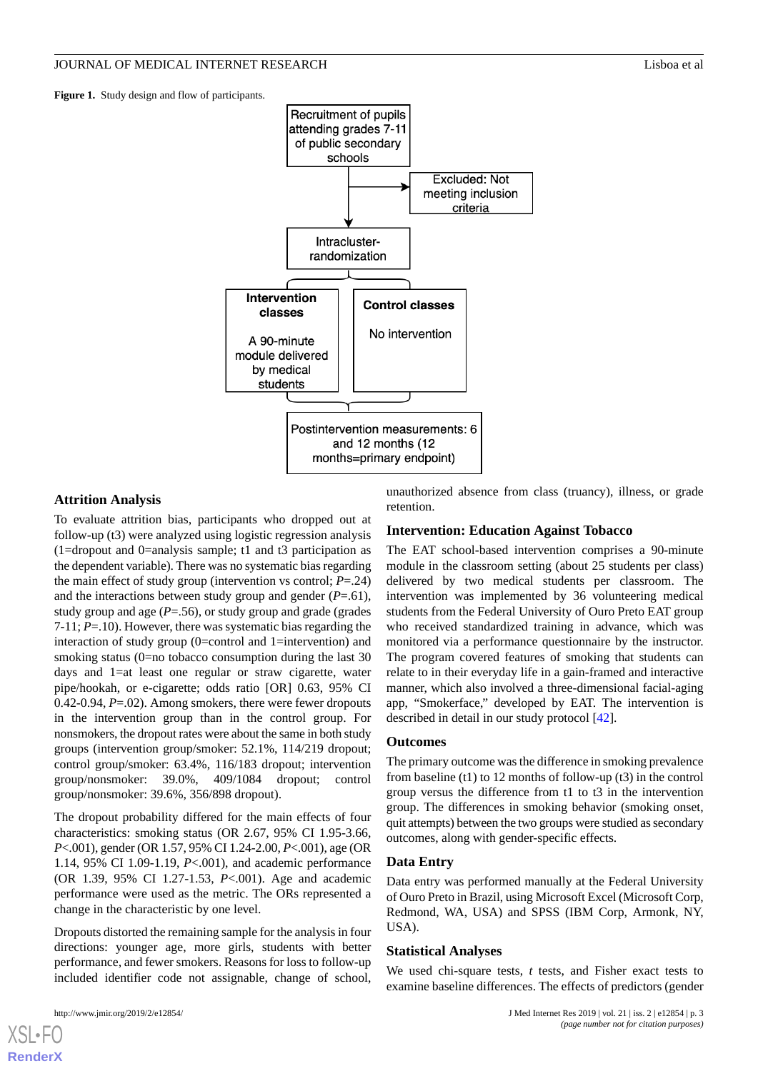**Figure 1.** Study design and flow of participants.

Recruitment of pupils attending grades 7-11 of public secondary schools

Excluded: Not meeting inclusion criteria

Intracluster-randomization

**Intervention classes**

A 90-minute module delivered by medical students

**Control classes**

No intervention

Postintervention measurements: 6 and 12 months (12 months=primary endpoint)

### Attrition Analysis

To evaluate attrition bias, participants who dropped out at follow-up (t3) were analyzed using logistic regression analysis (1=dropout and 0=analysis sample; t1 and t3 participation as the dependent variable). There was no systematic bias regarding the main effect of study group (intervention vs control; *P*=.24) and the interactions between study group and gender (*P*=.61), study group and age (*P*=.56), or study group and grade (grades 7-11; *P*=.10). However, there was systematic bias regarding the interaction of study group (0=control and 1=intervention) and smoking status (0=no tobacco consumption during the last 30 days and 1=at least one regular or straw cigarette, water pipe/hookah, or e-cigarette; odds ratio [OR] 0.63, 95% CI 0.42-0.94, *P*=.02). Among smokers, there were fewer dropouts in the intervention group than in the control group. For nonsmokers, the dropout rates were about the same in both study groups (intervention group/smoker: 52.1%, 114/219 dropout; control group/smoker: 63.4%, 116/183 dropout; intervention group/nonsmoker: 39.0%, 409/1084 dropout; control group/nonsmoker: 39.6%, 356/898 dropout).

The dropout probability differed for the main effects of four characteristics: smoking status (OR 2.67, 95% CI 1.95-3.66, *P*<.001), gender (OR 1.57, 95% CI 1.24-2.00, *P*<.001), age (OR 1.14, 95% CI 1.09-1.19, *P*<.001), and academic performance (OR 1.39, 95% CI 1.27-1.53, *P*<.001). Age and academic performance were used as the metric. The ORs represented a change in the characteristic by one level.

Dropouts distorted the remaining sample for the analysis in four directions: younger age, more girls, students with better performance, and fewer smokers. Reasons for loss to follow-up included identifier code not assignable, change of school, unauthorized absence from class (truancy), illness, or grade retention.

### Intervention: Education Against Tobacco

The EAT school-based intervention comprises a 90-minute module in the classroom setting (about 25 students per class) delivered by two medical students per classroom. The intervention was implemented by 36 volunteering medical students from the Federal University of Ouro Preto EAT group who received standardized training in advance, which was monitored via a performance questionnaire by the instructor. The program covered features of smoking that students can relate to in their everyday life in a gain-framed and interactive manner, which also involved a three-dimensional facial-aging app, "Smokerface," developed by EAT. The intervention is described in detail in our study protocol [42].

### Outcomes

The primary outcome was the difference in smoking prevalence from baseline (t1) to 12 months of follow-up (t3) in the control group versus the difference from t1 to t3 in the intervention group. The differences in smoking behavior (smoking onset, quit attempts) between the two groups were studied as secondary outcomes, along with gender-specific effects.

### Data Entry

Data entry was performed manually at the Federal University of Ouro Preto in Brazil, using Microsoft Excel (Microsoft Corp, Redmond, WA, USA) and SPSS (IBM Corp, Armonk, NY, USA).

### Statistical Analyses

We used chi-square tests, *t* tests, and Fisher exact tests to examine baseline differences. The effects of predictors (gender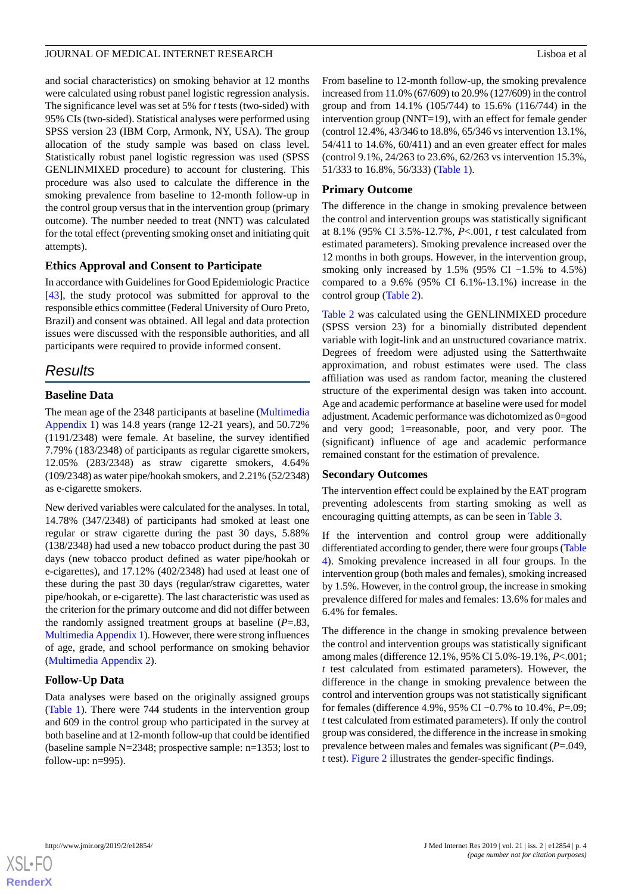and social characteristics) on smoking behavior at 12 months were calculated using robust panel logistic regression analysis. The significance level was set at 5% for *t* tests (two-sided) with 95% CIs (two-sided). Statistical analyses were performed using SPSS version 23 (IBM Corp, Armonk, NY, USA). The group allocation of the study sample was based on class level. Statistically robust panel logistic regression was used (SPSS GENLINMIXED procedure) to account for clustering. This procedure was also used to calculate the difference in the smoking prevalence from baseline to 12-month follow-up in the control group versus that in the intervention group (primary outcome). The number needed to treat (NNT) was calculated for the total effect (preventing smoking onset and initiating quit attempts).

### Ethics Approval and Consent to Participate

In accordance with Guidelines for Good Epidemiologic Practice [43], the study protocol was submitted for approval to the responsible ethics committee (Federal University of Ouro Preto, Brazil) and consent was obtained. All legal and data protection issues were discussed with the responsible authorities, and all participants were required to provide informed consent.

## Results

### Baseline Data

The mean age of the 2348 participants at baseline (Multimedia Appendix 1) was 14.8 years (range 12-21 years), and 50.72% (1191/2348) were female. At baseline, the survey identified 7.79% (183/2348) of participants as regular cigarette smokers, 12.05% (283/2348) as straw cigarette smokers, 4.64% (109/2348) as water pipe/hookah smokers, and 2.21% (52/2348) as e-cigarette smokers.

New derived variables were calculated for the analyses. In total, 14.78% (347/2348) of participants had smoked at least one regular or straw cigarette during the past 30 days, 5.88% (138/2348) had used a new tobacco product during the past 30 days (new tobacco product defined as water pipe/hookah or e-cigarettes), and 17.12% (402/2348) had used at least one of these during the past 30 days (regular/straw cigarettes, water pipe/hookah, or e-cigarette). The last characteristic was used as the criterion for the primary outcome and did not differ between the randomly assigned treatment groups at baseline (*P*=.83, Multimedia Appendix 1). However, there were strong influences of age, grade, and school performance on smoking behavior (Multimedia Appendix 2).

### Follow-Up Data

Data analyses were based on the originally assigned groups (Table 1). There were 744 students in the intervention group and 609 in the control group who participated in the survey at both baseline and at 12-month follow-up that could be identified (baseline sample N=2348; prospective sample: n=1353; lost to follow-up: n=995).

From baseline to 12-month follow-up, the smoking prevalence increased from 11.0% (67/609) to 20.9% (127/609) in the control group and from 14.1% (105/744) to 15.6% (116/744) in the intervention group (NNT=19), with an effect for female gender (control 12.4%, 43/346 to 18.8%, 65/346 vs intervention 13.1%, 54/411 to 14.6%, 60/411) and an even greater effect for males (control 9.1%, 24/263 to 23.6%, 62/263 vs intervention 15.3%, 51/333 to 16.8%, 56/333) (Table 1).

### Primary Outcome

The difference in the change in smoking prevalence between the control and intervention groups was statistically significant at 8.1% (95% CI 3.5%-12.7%, *P*<.001, *t* test calculated from estimated parameters). Smoking prevalence increased over the 12 months in both groups. However, in the intervention group, smoking only increased by 1.5% (95% CI −1.5% to 4.5%) compared to a 9.6% (95% CI 6.1%-13.1%) increase in the control group (Table 2).

Table 2 was calculated using the GENLINMIXED procedure (SPSS version 23) for a binomially distributed dependent variable with logit-link and an unstructured covariance matrix. Degrees of freedom were adjusted using the Satterthwaite approximation, and robust estimates were used. The class affiliation was used as random factor, meaning the clustered structure of the experimental design was taken into account. Age and academic performance at baseline were used for model adjustment. Academic performance was dichotomized as 0=good and very good; 1=reasonable, poor, and very poor. The (significant) influence of age and academic performance remained constant for the estimation of prevalence.

### Secondary Outcomes

The intervention effect could be explained by the EAT program preventing adolescents from starting smoking as well as encouraging quitting attempts, as can be seen in Table 3.

If the intervention and control group were additionally differentiated according to gender, there were four groups (Table 4). Smoking prevalence increased in all four groups. In the intervention group (both males and females), smoking increased by 1.5%. However, in the control group, the increase in smoking prevalence differed for males and females: 13.6% for males and 6.4% for females.

The difference in the change in smoking prevalence between the control and intervention groups was statistically significant among males (difference 12.1%, 95% CI 5.0%-19.1%, *P*<.001; *t* test calculated from estimated parameters). However, the difference in the change in smoking prevalence between the control and intervention groups was not statistically significant for females (difference 4.9%, 95% CI −0.7% to 10.4%, *P*=.09; *t* test calculated from estimated parameters). If only the control group was considered, the difference in the increase in smoking prevalence between males and females was significant (*P*=.049, *t* test). Figure 2 illustrates the gender-specific findings.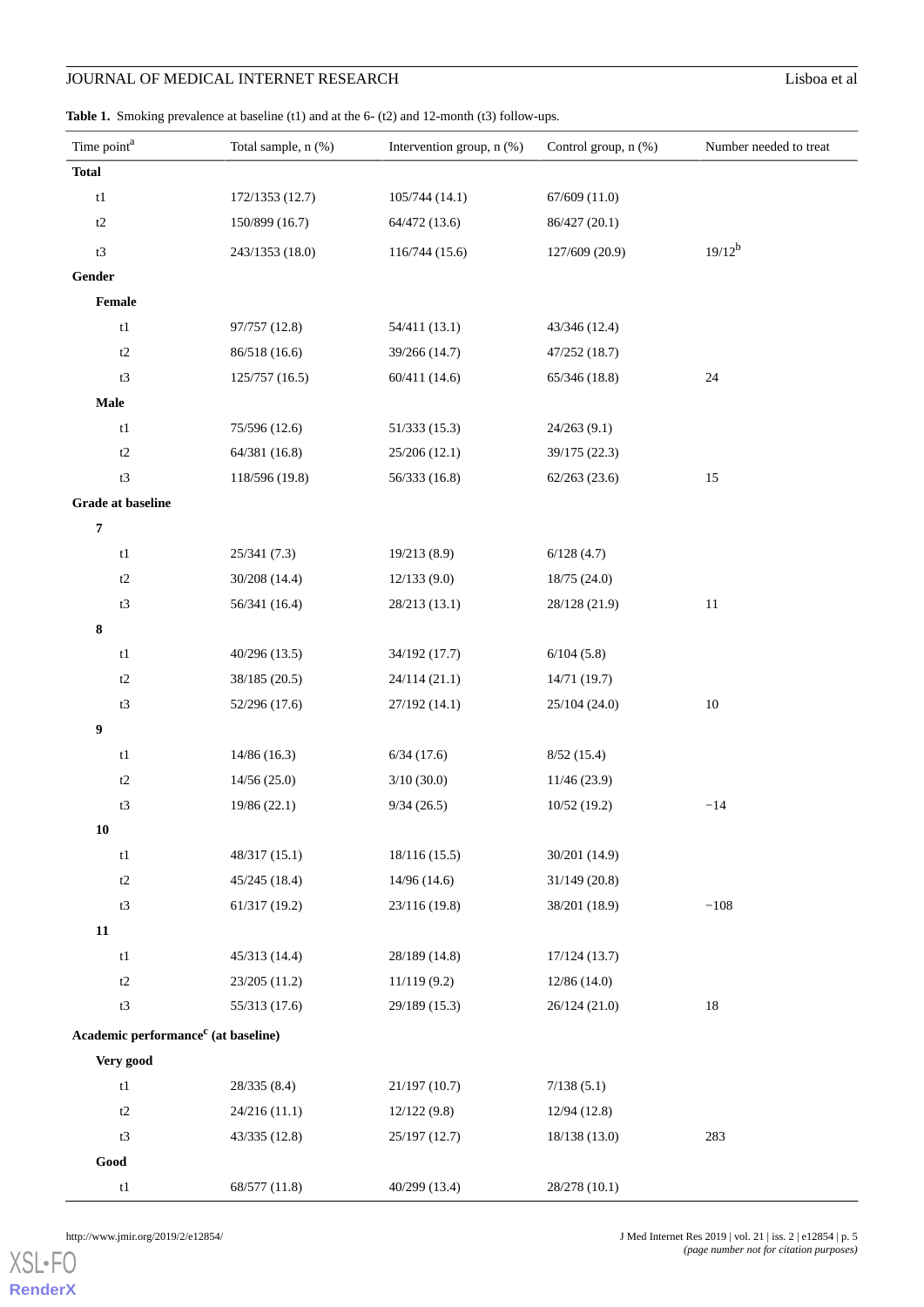**Table 1.** Smoking prevalence at baseline (t1) and at the 6- (t2) and 12-month (t3) follow-ups.

| Time point[a] | Total sample, n (%) | Intervention group, n (%) | Control group, n (%) | Number needed to treat |
|---|---|---|---|---|
| **Total** | | | | |
| t1 | 172/1353 (12.7) | 105/744 (14.1) | 67/609 (11.0) | |
| t2 | 150/899 (16.7) | 64/472 (13.6) | 86/427 (20.1) | |
| t3 | 243/1353 (18.0) | 116/744 (15.6) | 127/609 (20.9) | 19/12[b] |
| **Gender** | | | | |
| **Female** | | | | |
| t1 | 97/757 (12.8) | 54/411 (13.1) | 43/346 (12.4) | |
| t2 | 86/518 (16.6) | 39/266 (14.7) | 47/252 (18.7) | |
| t3 | 125/757 (16.5) | 60/411 (14.6) | 65/346 (18.8) | 24 |
| **Male** | | | | |
| t1 | 75/596 (12.6) | 51/333 (15.3) | 24/263 (9.1) | |
| t2 | 64/381 (16.8) | 25/206 (12.1) | 39/175 (22.3) | |
| t3 | 118/596 (19.8) | 56/333 (16.8) | 62/263 (23.6) | 15 |
| **Grade at baseline** | | | | |
| **7** | | | | |
| t1 | 25/341 (7.3) | 19/213 (8.9) | 6/128 (4.7) | |
| t2 | 30/208 (14.4) | 12/133 (9.0) | 18/75 (24.0) | |
| t3 | 56/341 (16.4) | 28/213 (13.1) | 28/128 (21.9) | 11 |
| **8** | | | | |
| t1 | 40/296 (13.5) | 34/192 (17.7) | 6/104 (5.8) | |
| t2 | 38/185 (20.5) | 24/114 (21.1) | 14/71 (19.7) | |
| t3 | 52/296 (17.6) | 27/192 (14.1) | 25/104 (24.0) | 10 |
| **9** | | | | |
| t1 | 14/86 (16.3) | 6/34 (17.6) | 8/52 (15.4) | |
| t2 | 14/56 (25.0) | 3/10 (30.0) | 11/46 (23.9) | |
| t3 | 19/86 (22.1) | 9/34 (26.5) | 10/52 (19.2) | −14 |
| **10** | | | | |
| t1 | 48/317 (15.1) | 18/116 (15.5) | 30/201 (14.9) | |
| t2 | 45/245 (18.4) | 14/96 (14.6) | 31/149 (20.8) | |
| t3 | 61/317 (19.2) | 23/116 (19.8) | 38/201 (18.9) | −108 |
| **11** | | | | |
| t1 | 45/313 (14.4) | 28/189 (14.8) | 17/124 (13.7) | |
| t2 | 23/205 (11.2) | 11/119 (9.2) | 12/86 (14.0) | |
| t3 | 55/313 (17.6) | 29/189 (15.3) | 26/124 (21.0) | 18 |
| **Academic performance[c] (at baseline)** | | | | |
| **Very good** | | | | |
| t1 | 28/335 (8.4) | 21/197 (10.7) | 7/138 (5.1) | |
| t2 | 24/216 (11.1) | 12/122 (9.8) | 12/94 (12.8) | |
| t3 | 43/335 (12.8) | 25/197 (12.7) | 18/138 (13.0) | 283 |
| **Good** | | | | |
| t1 | 68/577 (11.8) | 40/299 (13.4) | 28/278 (10.1) | |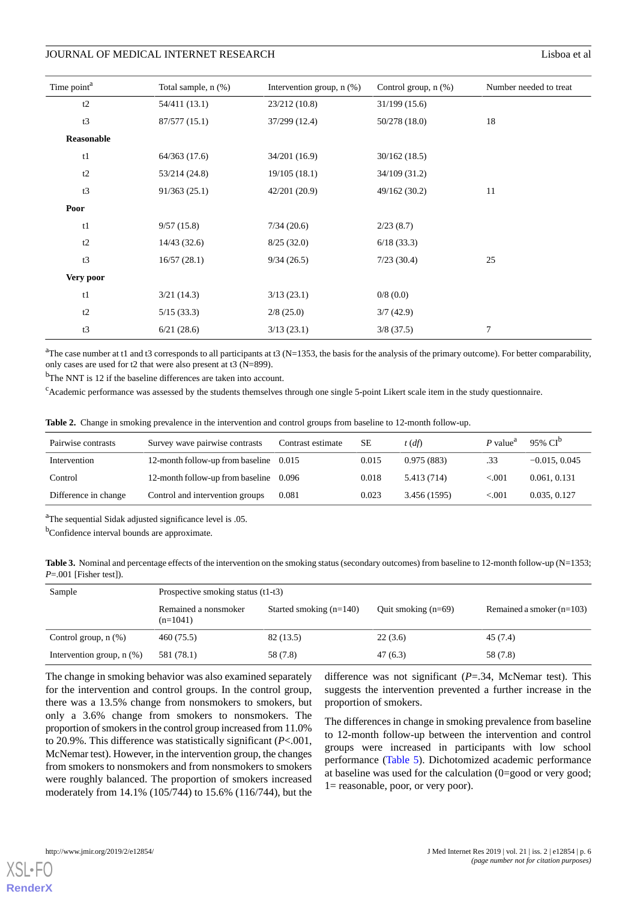| Time point[a] | Total sample, n (%) | Intervention group, n (%) | Control group, n (%) | Number needed to treat |
|---|---|---|---|---|
| t2 | 54/411 (13.1) | 23/212 (10.8) | 31/199 (15.6) | |
| t3 | 87/577 (15.1) | 37/299 (12.4) | 50/278 (18.0) | 18 |
| **Reasonable** | | | | |
| t1 | 64/363 (17.6) | 34/201 (16.9) | 30/162 (18.5) | |
| t2 | 53/214 (24.8) | 19/105 (18.1) | 34/109 (31.2) | |
| t3 | 91/363 (25.1) | 42/201 (20.9) | 49/162 (30.2) | 11 |
| **Poor** | | | | |
| t1 | 9/57 (15.8) | 7/34 (20.6) | 2/23 (8.7) | |
| t2 | 14/43 (32.6) | 8/25 (32.0) | 6/18 (33.3) | |
| t3 | 16/57 (28.1) | 9/34 (26.5) | 7/23 (30.4) | 25 |
| **Very poor** | | | | |
| t1 | 3/21 (14.3) | 3/13 (23.1) | 0/8 (0.0) | |
| t2 | 5/15 (33.3) | 2/8 (25.0) | 3/7 (42.9) | |
| t3 | 6/21 (28.6) | 3/13 (23.1) | 3/8 (37.5) | 7 |

[a]The case number at t1 and t3 corresponds to all participants at t3 (N=1353, the basis for the analysis of the primary outcome). For better comparability, only cases are used for t2 that were also present at t3 (N=899).

[b]The NNT is 12 if the baseline differences are taken into account.

[c]Academic performance was assessed by the students themselves through one single 5-point Likert scale item in the study questionnaire.

**Table 2.** Change in smoking prevalence in the intervention and control groups from baseline to 12-month follow-up.

| Pairwise contrasts | Survey wave pairwise contrasts | Contrast estimate | SE | *t* (*df*) | *P* value[a] | 95% CI[b] |
|---|---|---|---|---|---|---|
| Intervention | 12-month follow-up from baseline | 0.015 | 0.015 | 0.975 (883) | .33 | −0.015, 0.045 |
| Control | 12-month follow-up from baseline | 0.096 | 0.018 | 5.413 (714) | <.001 | 0.061, 0.131 |
| Difference in change | Control and intervention groups | 0.081 | 0.023 | 3.456 (1595) | <.001 | 0.035, 0.127 |

[a]The sequential Sidak adjusted significance level is .05.

[b]Confidence interval bounds are approximate.

**Table 3.** Nominal and percentage effects of the intervention on the smoking status (secondary outcomes) from baseline to 12-month follow-up (N=1353; *P*=.001 [Fisher test]).

| Sample | Prospective smoking status (t1-t3) | | | |
|---|---|---|---|---|
| | Remained a nonsmoker (n=1041) | Started smoking (n=140) | Quit smoking (n=69) | Remained a smoker (n=103) |
| Control group, n (%) | 460 (75.5) | 82 (13.5) | 22 (3.6) | 45 (7.4) |
| Intervention group, n (%) | 581 (78.1) | 58 (7.8) | 47 (6.3) | 58 (7.8) |

The change in smoking behavior was also examined separately for the intervention and control groups. In the control group, there was a 13.5% change from nonsmokers to smokers, but only a 3.6% change from smokers to nonsmokers. The proportion of smokers in the control group increased from 11.0% to 20.9%. This difference was statistically significant (*P*<.001, McNemar test). However, in the intervention group, the changes from smokers to nonsmokers and from nonsmokers to smokers were roughly balanced. The proportion of smokers increased moderately from 14.1% (105/744) to 15.6% (116/744), but the difference was not significant (*P*=.34, McNemar test). This suggests the intervention prevented a further increase in the proportion of smokers.

The differences in change in smoking prevalence from baseline to 12-month follow-up between the intervention and control groups were increased in participants with low school performance (Table 5). Dichotomized academic performance at baseline was used for the calculation (0=good or very good; 1= reasonable, poor, or very poor).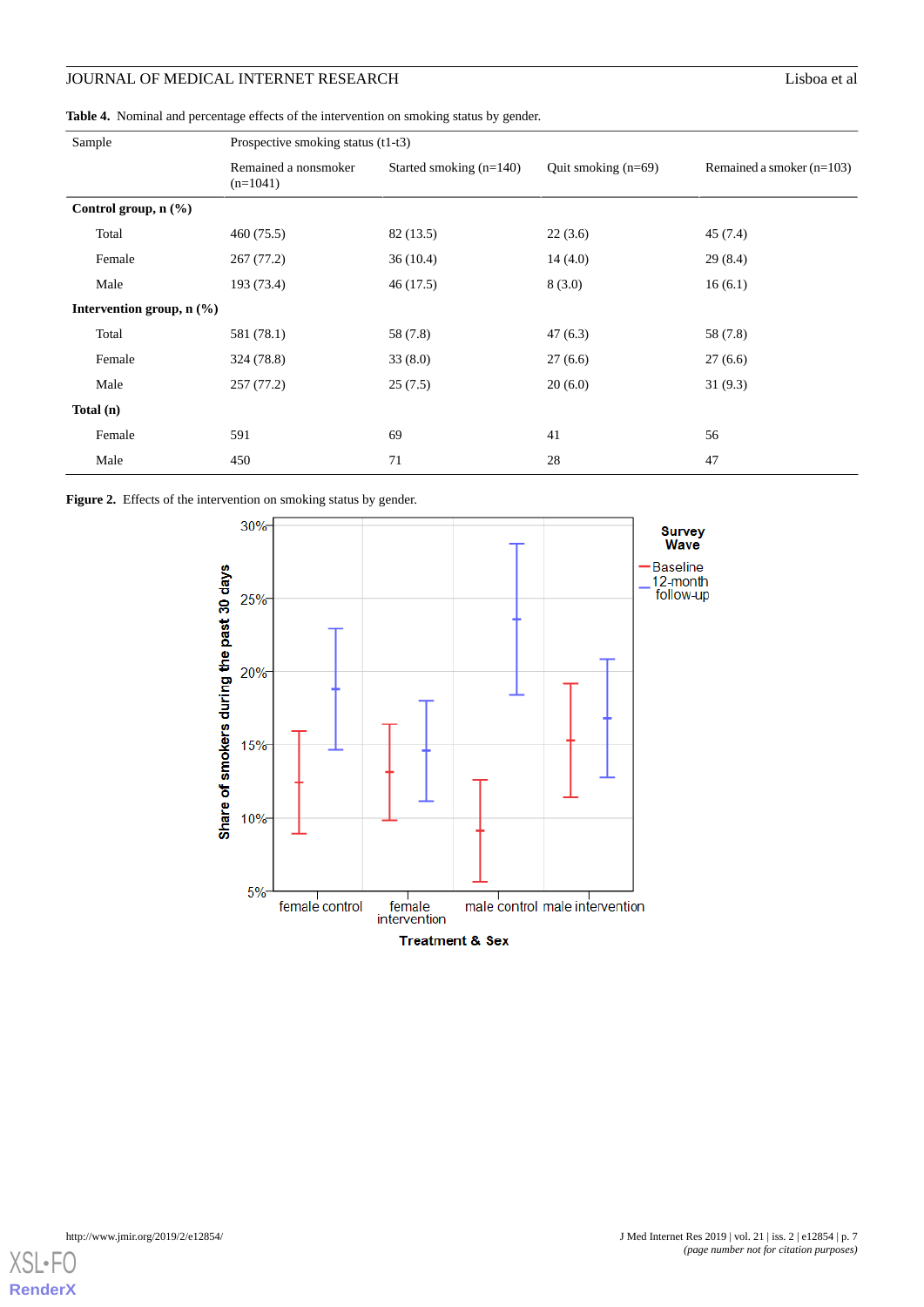**Table 4.** Nominal and percentage effects of the intervention on smoking status by gender.

| Sample | Prospective smoking status (t1-t3) | | | |
|---|---|---|---|---|
| | Remained a nonsmoker (n=1041) | Started smoking (n=140) | Quit smoking (n=69) | Remained a smoker (n=103) |
| **Control group, n (%)** | | | | |
| Total | 460 (75.5) | 82 (13.5) | 22 (3.6) | 45 (7.4) |
| Female | 267 (77.2) | 36 (10.4) | 14 (4.0) | 29 (8.4) |
| Male | 193 (73.4) | 46 (17.5) | 8 (3.0) | 16 (6.1) |
| **Intervention group, n (%)** | | | | |
| Total | 581 (78.1) | 58 (7.8) | 47 (6.3) | 58 (7.8) |
| Female | 324 (78.8) | 33 (8.0) | 27 (6.6) | 27 (6.6) |
| Male | 257 (77.2) | 25 (7.5) | 20 (6.0) | 31 (9.3) |
| **Total (n)** | | | | |
| Female | 591 | 69 | 41 | 56 |
| Male | 450 | 71 | 28 | 47 |

**Figure 2.** Effects of the intervention on smoking status by gender.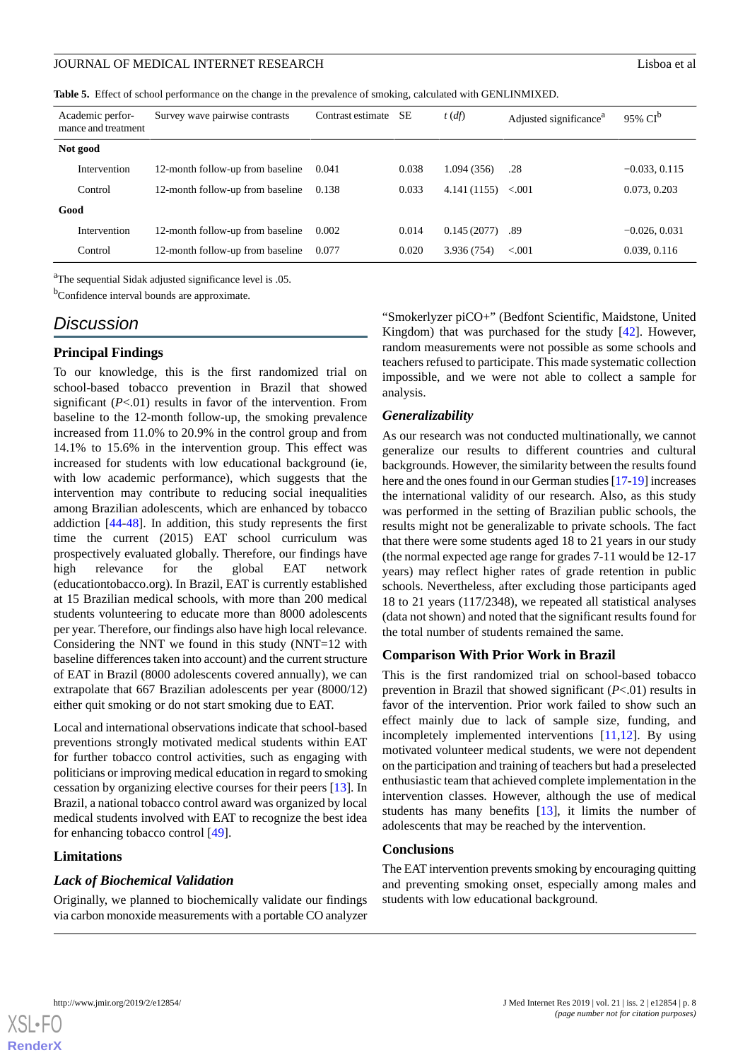**Table 5.** Effect of school performance on the change in the prevalence of smoking, calculated with GENLINMIXED.

| Academic performance and treatment | Survey wave pairwise contrasts | Contrast estimate | SE | *t* (*df*) | Adjusted significance[a] | 95% CI[b] |
|---|---|---|---|---|---|---|
| **Not good** | | | | | | |
| Intervention | 12-month follow-up from baseline | 0.041 | 0.038 | 1.094 (356) | .28 | −0.033, 0.115 |
| Control | 12-month follow-up from baseline | 0.138 | 0.033 | 4.141 (1155) | <.001 | 0.073, 0.203 |
| **Good** | | | | | | |
| Intervention | 12-month follow-up from baseline | 0.002 | 0.014 | 0.145 (2077) | .89 | −0.026, 0.031 |
| Control | 12-month follow-up from baseline | 0.077 | 0.020 | 3.936 (754) | <.001 | 0.039, 0.116 |

[a]The sequential Sidak adjusted significance level is .05.

[b]Confidence interval bounds are approximate.

## Discussion

### Principal Findings

To our knowledge, this is the first randomized trial on school-based tobacco prevention in Brazil that showed significant (*P*<.01) results in favor of the intervention. From baseline to the 12-month follow-up, the smoking prevalence increased from 11.0% to 20.9% in the control group and from 14.1% to 15.6% in the intervention group. This effect was increased for students with low educational background (ie, with low academic performance), which suggests that the intervention may contribute to reducing social inequalities among Brazilian adolescents, which are enhanced by tobacco addiction [44-48]. In addition, this study represents the first time the current (2015) EAT school curriculum was prospectively evaluated globally. Therefore, our findings have high relevance for the global EAT network (educationtobacco.org). In Brazil, EAT is currently established at 15 Brazilian medical schools, with more than 200 medical students volunteering to educate more than 8000 adolescents per year. Therefore, our findings also have high local relevance. Considering the NNT we found in this study (NNT=12 with baseline differences taken into account) and the current structure of EAT in Brazil (8000 adolescents covered annually), we can extrapolate that 667 Brazilian adolescents per year (8000/12) either quit smoking or do not start smoking due to EAT.

Local and international observations indicate that school-based preventions strongly motivated medical students within EAT for further tobacco control activities, such as engaging with politicians or improving medical education in regard to smoking cessation by organizing elective courses for their peers [13]. In Brazil, a national tobacco control award was organized by local medical students involved with EAT to recognize the best idea for enhancing tobacco control [49].

### Limitations

#### Lack of Biochemical Validation

Originally, we planned to biochemically validate our findings via carbon monoxide measurements with a portable CO analyzer "Smokerlyzer piCO+" (Bedfont Scientific, Maidstone, United Kingdom) that was purchased for the study [42]. However, random measurements were not possible as some schools and teachers refused to participate. This made systematic collection impossible, and we were not able to collect a sample for analysis.

#### Generalizability

As our research was not conducted multinationally, we cannot generalize our results to different countries and cultural backgrounds. However, the similarity between the results found here and the ones found in our German studies [17-19] increases the international validity of our research. Also, as this study was performed in the setting of Brazilian public schools, the results might not be generalizable to private schools. The fact that there were some students aged 18 to 21 years in our study (the normal expected age range for grades 7-11 would be 12-17 years) may reflect higher rates of grade retention in public schools. Nevertheless, after excluding those participants aged 18 to 21 years (117/2348), we repeated all statistical analyses (data not shown) and noted that the significant results found for the total number of students remained the same.

### Comparison With Prior Work in Brazil

This is the first randomized trial on school-based tobacco prevention in Brazil that showed significant (*P*<.01) results in favor of the intervention. Prior work failed to show such an effect mainly due to lack of sample size, funding, and incompletely implemented interventions [11,12]. By using motivated volunteer medical students, we were not dependent on the participation and training of teachers but had a preselected enthusiastic team that achieved complete implementation in the intervention classes. However, although the use of medical students has many benefits [13], it limits the number of adolescents that may be reached by the intervention.

### Conclusions

The EAT intervention prevents smoking by encouraging quitting and preventing smoking onset, especially among males and students with low educational background.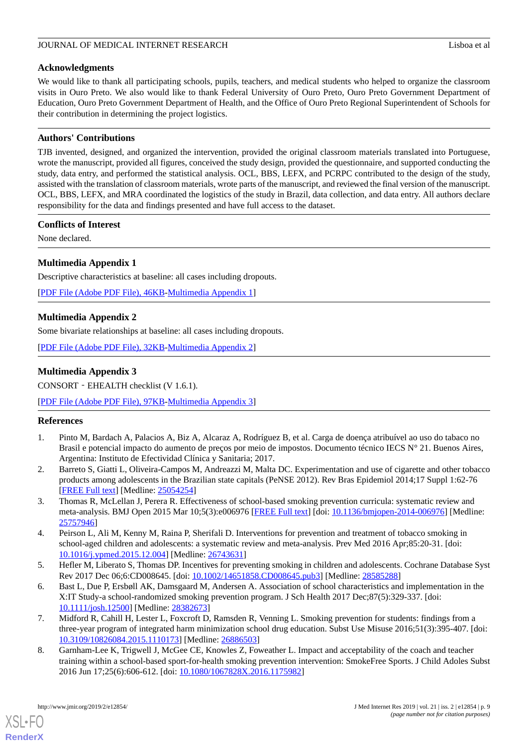## Acknowledgments

We would like to thank all participating schools, pupils, teachers, and medical students who helped to organize the classroom visits in Ouro Preto. We also would like to thank Federal University of Ouro Preto, Ouro Preto Government Department of Education, Ouro Preto Government Department of Health, and the Office of Ouro Preto Regional Superintendent of Schools for their contribution in determining the project logistics.

## Authors' Contributions

TJB invented, designed, and organized the intervention, provided the original classroom materials translated into Portuguese, wrote the manuscript, provided all figures, conceived the study design, provided the questionnaire, and supported conducting the study, data entry, and performed the statistical analysis. OCL, BBS, LEFX, and PCRPC contributed to the design of the study, assisted with the translation of classroom materials, wrote parts of the manuscript, and reviewed the final version of the manuscript. OCL, BBS, LEFX, and MRA coordinated the logistics of the study in Brazil, data collection, and data entry. All authors declare responsibility for the data and findings presented and have full access to the dataset.

## Conflicts of Interest

None declared.

## Multimedia Appendix 1

Descriptive characteristics at baseline: all cases including dropouts.

[PDF File (Adobe PDF File), 46KB-Multimedia Appendix 1]

## Multimedia Appendix 2

Some bivariate relationships at baseline: all cases including dropouts.

[PDF File (Adobe PDF File), 32KB-Multimedia Appendix 2]

## Multimedia Appendix 3

CONSORT‐EHEALTH checklist (V 1.6.1).

[PDF File (Adobe PDF File), 97KB-Multimedia Appendix 3]

## References

1. Pinto M, Bardach A, Palacios A, Biz A, Alcaraz A, Rodríguez B, et al. Carga de doença atribuível ao uso do tabaco no Brasil e potencial impacto do aumento de preços por meio de impostos. Documento técnico IECS N° 21. Buenos Aires, Argentina: Instituto de Efectividad Clínica y Sanitaria; 2017.
2. Barreto S, Giatti L, Oliveira-Campos M, Andreazzi M, Malta DC. Experimentation and use of cigarette and other tobacco products among adolescents in the Brazilian state capitals (PeNSE 2012). Rev Bras Epidemiol 2014;17 Suppl 1:62-76 [FREE Full text] [Medline: 25054254]
3. Thomas R, McLellan J, Perera R. Effectiveness of school-based smoking prevention curricula: systematic review and meta-analysis. BMJ Open 2015 Mar 10;5(3):e006976 [FREE Full text] [doi: 10.1136/bmjopen-2014-006976] [Medline: 25757946]
4. Peirson L, Ali M, Kenny M, Raina P, Sherifali D. Interventions for prevention and treatment of tobacco smoking in school-aged children and adolescents: a systematic review and meta-analysis. Prev Med 2016 Apr;85:20-31. [doi: 10.1016/j.ypmed.2015.12.004] [Medline: 26743631]
5. Hefler M, Liberato S, Thomas DP. Incentives for preventing smoking in children and adolescents. Cochrane Database Syst Rev 2017 Dec 06;6:CD008645. [doi: 10.1002/14651858.CD008645.pub3] [Medline: 28585288]
6. Bast L, Due P, Ersbøll AK, Damsgaard M, Andersen A. Association of school characteristics and implementation in the X:IT Study-a school-randomized smoking prevention program. J Sch Health 2017 Dec;87(5):329-337. [doi: 10.1111/josh.12500] [Medline: 28382673]
7. Midford R, Cahill H, Lester L, Foxcroft D, Ramsden R, Venning L. Smoking prevention for students: findings from a three-year program of integrated harm minimization school drug education. Subst Use Misuse 2016;51(3):395-407. [doi: 10.3109/10826084.2015.1110173] [Medline: 26886503]
8. Garnham-Lee K, Trigwell J, McGee CE, Knowles Z, Foweather L. Impact and acceptability of the coach and teacher training within a school-based sport-for-health smoking prevention intervention: SmokeFree Sports. J Child Adoles Subst 2016 Jun 17;25(6):606-612. [doi: 10.1080/1067828X.2016.1175982]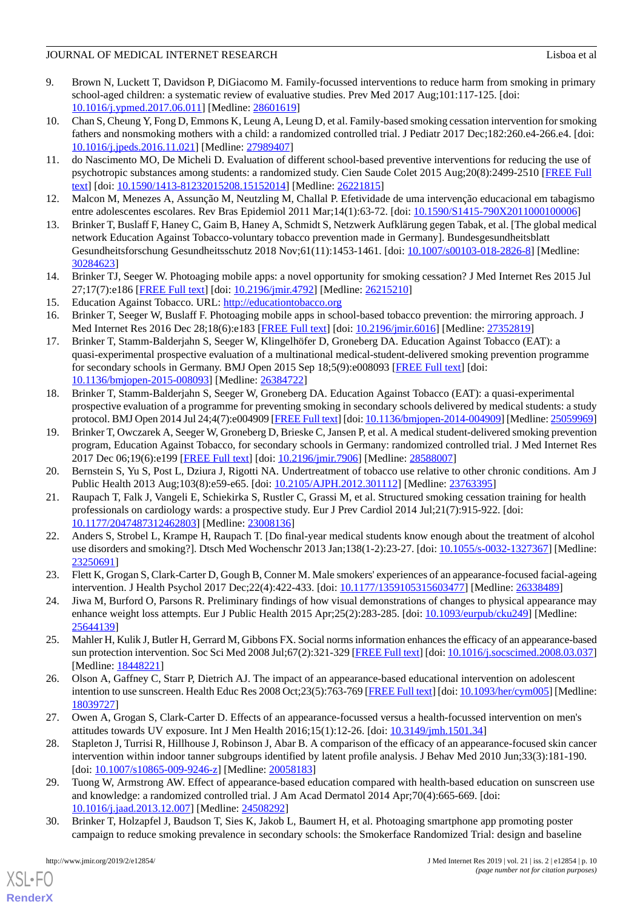9. Brown N, Luckett T, Davidson P, DiGiacomo M. Family-focussed interventions to reduce harm from smoking in primary school-aged children: a systematic review of evaluative studies. Prev Med 2017 Aug;101:117-125. [doi: 10.1016/j.ypmed.2017.06.011] [Medline: 28601619]
10. Chan S, Cheung Y, Fong D, Emmons K, Leung A, Leung D, et al. Family-based smoking cessation intervention for smoking fathers and nonsmoking mothers with a child: a randomized controlled trial. J Pediatr 2017 Dec;182:260.e4-266.e4. [doi: 10.1016/j.jpeds.2016.11.021] [Medline: 27989407]
11. do Nascimento MO, De Micheli D. Evaluation of different school-based preventive interventions for reducing the use of psychotropic substances among students: a randomized study. Cien Saude Colet 2015 Aug;20(8):2499-2510 [FREE Full text] [doi: 10.1590/1413-81232015208.15152014] [Medline: 26221815]
12. Malcon M, Menezes A, Assunção M, Neutzling M, Challal P. Efetividade de uma intervenção educacional em tabagismo entre adolescentes escolares. Rev Bras Epidemiol 2011 Mar;14(1):63-72. [doi: 10.1590/S1415-790X2011000100006]
13. Brinker T, Buslaff F, Haney C, Gaim B, Haney A, Schmidt S, Netzwerk Aufklärung gegen Tabak, et al. [The global medical network Education Against Tobacco-voluntary tobacco prevention made in Germany]. Bundesgesundheitsblatt Gesundheitsforschung Gesundheitsschutz 2018 Nov;61(11):1453-1461. [doi: 10.1007/s00103-018-2826-8] [Medline: 30284623]
14. Brinker TJ, Seeger W. Photoaging mobile apps: a novel opportunity for smoking cessation? J Med Internet Res 2015 Jul 27;17(7):e186 [FREE Full text] [doi: 10.2196/jmir.4792] [Medline: 26215210]
15. Education Against Tobacco. URL: http://educationtobacco.org
16. Brinker T, Seeger W, Buslaff F. Photoaging mobile apps in school-based tobacco prevention: the mirroring approach. J Med Internet Res 2016 Dec 28;18(6):e183 [FREE Full text] [doi: 10.2196/jmir.6016] [Medline: 27352819]
17. Brinker T, Stamm-Balderjahn S, Seeger W, Klingelhöfer D, Groneberg D, Groneberg DA. Education Against Tobacco (EAT): a quasi-experimental prospective evaluation of a multinational medical-student-delivered smoking prevention programme for secondary schools in Germany. BMJ Open 2015 Sep 18;5(9):e008093 [FREE Full text] [doi: 10.1136/bmjopen-2015-008093] [Medline: 26384722]
18. Brinker T, Stamm-Balderjahn S, Seeger W, Groneberg DA. Education Against Tobacco (EAT): a quasi-experimental prospective evaluation of a programme for preventing smoking in secondary schools delivered by medical students: a study protocol. BMJ Open 2014 Jul 24;4(7):e004909 [FREE Full text] [doi: 10.1136/bmjopen-2014-004909] [Medline: 25059969]
19. Brinker T, Owczarek A, Seeger W, Groneberg D, Brieske C, Jansen P, et al. A medical student-delivered smoking prevention program, Education Against Tobacco, for secondary schools in Germany: randomized controlled trial. J Med Internet Res 2017 Dec 06;19(6):e199 [FREE Full text] [doi: 10.2196/jmir.7906] [Medline: 28588007]
20. Bernstein S, Yu S, Post L, Dziura J, Rigotti NA. Undertreatment of tobacco use relative to other chronic conditions. Am J Public Health 2013 Aug;103(8):e59-e65. [doi: 10.2105/AJPH.2012.301112] [Medline: 23763395]
21. Raupach T, Falk J, Vangeli E, Schiekirka S, Rustler C, Grassi M, et al. Structured smoking cessation training for health professionals on cardiology wards: a prospective study. Eur J Prev Cardiol 2014 Jul;21(7):915-922. [doi: 10.1177/2047487312462803] [Medline: 23008136]
22. Anders S, Strobel L, Krampe H, Raupach T. [Do final-year medical students know enough about the treatment of alcohol use disorders and smoking?]. Dtsch Med Wochenschr 2013 Jan;138(1-2):23-27. [doi: 10.1055/s-0032-1327367] [Medline: 23250691]
23. Flett K, Grogan S, Clark-Carter D, Gough B, Conner M. Male smokers' experiences of an appearance-focused facial-ageing intervention. J Health Psychol 2017 Dec;22(4):422-433. [doi: 10.1177/1359105315603477] [Medline: 26338489]
24. Jiwa M, Burford O, Parsons R. Preliminary findings of how visual demonstrations of changes to physical appearance may enhance weight loss attempts. Eur J Public Health 2015 Apr;25(2):283-285. [doi: 10.1093/eurpub/cku249] [Medline: 25644139]
25. Mahler H, Kulik J, Butler H, Gerrard M, Gibbons FX. Social norms information enhances the efficacy of an appearance-based sun protection intervention. Soc Sci Med 2008 Jul;67(2):321-329 [FREE Full text] [doi: 10.1016/j.socscimed.2008.03.037] [Medline: 18448221]
26. Olson A, Gaffney C, Starr P, Dietrich AJ. The impact of an appearance-based educational intervention on adolescent intention to use sunscreen. Health Educ Res 2008 Oct;23(5):763-769 [FREE Full text] [doi: 10.1093/her/cym005] [Medline: 18039727]
27. Owen A, Grogan S, Clark-Carter D. Effects of an appearance-focussed versus a health-focussed intervention on men's attitudes towards UV exposure. Int J Men Health 2016;15(1):12-26. [doi: 10.3149/jmh.1501.34]
28. Stapleton J, Turrisi R, Hillhouse J, Robinson J, Abar B. A comparison of the efficacy of an appearance-focused skin cancer intervention within indoor tanner subgroups identified by latent profile analysis. J Behav Med 2010 Jun;33(3):181-190. [doi: 10.1007/s10865-009-9246-z] [Medline: 20058183]
29. Tuong W, Armstrong AW. Effect of appearance-based education compared with health-based education on sunscreen use and knowledge: a randomized controlled trial. J Am Acad Dermatol 2014 Apr;70(4):665-669. [doi: 10.1016/j.jaad.2013.12.007] [Medline: 24508292]
30. Brinker T, Holzapfel J, Baudson T, Sies K, Jakob L, Baumert H, et al. Photoaging smartphone app promoting poster campaign to reduce smoking prevalence in secondary schools: the Smokerface Randomized Trial: design and baseline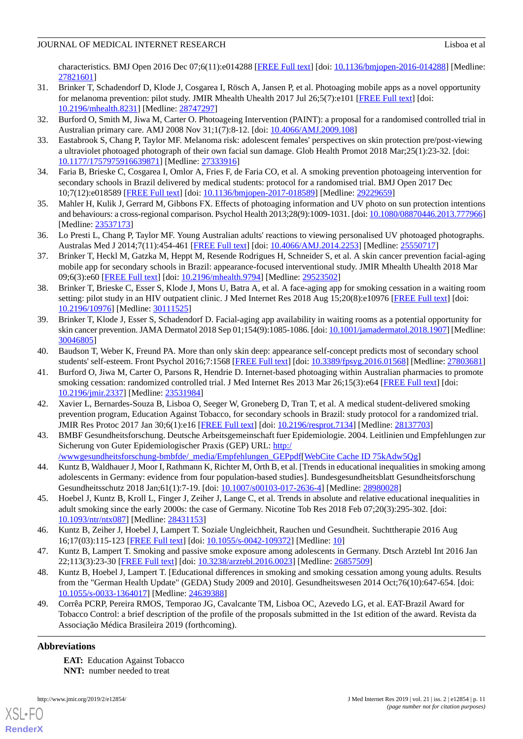characteristics. BMJ Open 2016 Dec 07;6(11):e014288 [FREE Full text] [doi: 10.1136/bmjopen-2016-014288] [Medline: 27821601]

31. Brinker T, Schadendorf D, Klode J, Cosgarea I, Rösch A, Jansen P, et al. Photoaging mobile apps as a novel opportunity for melanoma prevention: pilot study. JMIR Mhealth Uhealth 2017 Jul 26;5(7):e101 [FREE Full text] [doi: 10.2196/mhealth.8231] [Medline: 28747297]
32. Burford O, Smith M, Jiwa M, Carter O. Photoageing Intervention (PAINT): a proposal for a randomised controlled trial in Australian primary care. AMJ 2008 Nov 31;1(7):8-12. [doi: 10.4066/AMJ.2009.108]
33. Eastabrook S, Chang P, Taylor MF. Melanoma risk: adolescent females' perspectives on skin protection pre/post-viewing a ultraviolet photoaged photograph of their own facial sun damage. Glob Health Promot 2018 Mar;25(1):23-32. [doi: 10.1177/1757975916639871] [Medline: 27333916]
34. Faria B, Brieske C, Cosgarea I, Omlor A, Fries F, de Faria CO, et al. A smoking prevention photoageing intervention for secondary schools in Brazil delivered by medical students: protocol for a randomised trial. BMJ Open 2017 Dec 10;7(12):e018589 [FREE Full text] [doi: 10.1136/bmjopen-2017-018589] [Medline: 29229659]
35. Mahler H, Kulik J, Gerrard M, Gibbons FX. Effects of photoaging information and UV photo on sun protection intentions and behaviours: a cross-regional comparison. Psychol Health 2013;28(9):1009-1031. [doi: 10.1080/08870446.2013.777966] [Medline: 23537173]
36. Lo Presti L, Chang P, Taylor MF. Young Australian adults' reactions to viewing personalised UV photoaged photographs. Australas Med J 2014;7(11):454-461 [FREE Full text] [doi: 10.4066/AMJ.2014.2253] [Medline: 25550717]
37. Brinker T, Heckl M, Gatzka M, Heppt M, Resende Rodrigues H, Schneider S, et al. A skin cancer prevention facial-aging mobile app for secondary schools in Brazil: appearance-focused interventional study. JMIR Mhealth Uhealth 2018 Mar 09;6(3):e60 [FREE Full text] [doi: 10.2196/mhealth.9794] [Medline: 29523502]
38. Brinker T, Brieske C, Esser S, Klode J, Mons U, Batra A, et al. A face-aging app for smoking cessation in a waiting room setting: pilot study in an HIV outpatient clinic. J Med Internet Res 2018 Aug 15;20(8):e10976 [FREE Full text] [doi: 10.2196/10976] [Medline: 30111525]
39. Brinker T, Klode J, Esser S, Schadendorf D. Facial-aging app availability in waiting rooms as a potential opportunity for skin cancer prevention. JAMA Dermatol 2018 Sep 01;154(9):1085-1086. [doi: 10.1001/jamadermatol.2018.1907] [Medline: 30046805]
40. Baudson T, Weber K, Freund PA. More than only skin deep: appearance self-concept predicts most of secondary school students' self-esteem. Front Psychol 2016;7:1568 [FREE Full text] [doi: 10.3389/fpsyg.2016.01568] [Medline: 27803681]
41. Burford O, Jiwa M, Carter O, Parsons R, Hendrie D. Internet-based photoaging within Australian pharmacies to promote smoking cessation: randomized controlled trial. J Med Internet Res 2013 Mar 26;15(3):e64 [FREE Full text] [doi: 10.2196/jmir.2337] [Medline: 23531984]
42. Xavier L, Bernardes-Souza B, Lisboa O, Seeger W, Groneberg D, Tran T, et al. A medical student-delivered smoking prevention program, Education Against Tobacco, for secondary schools in Brazil: study protocol for a randomized trial. JMIR Res Protoc 2017 Jan 30;6(1):e16 [FREE Full text] [doi: 10.2196/resprot.7134] [Medline: 28137703]
43. BMBF Gesundheitsforschung. Deutsche Arbeitsgemeinschaft fuer Epidemiologie. 2004. Leitlinien und Empfehlungen zur Sicherung von Guter Epidemiologischer Praxis (GEP) URL: http://wwwgesundheitsforschung-bmbfde/_media/Empfehlungen_GEPpdf[WebCite Cache ID 75kAdw5Qg]
44. Kuntz B, Waldhauer J, Moor I, Rathmann K, Richter M, Orth B, et al. [Trends in educational inequalities in smoking among adolescents in Germany: evidence from four population-based studies]. Bundesgesundheitsblatt Gesundheitsforschung Gesundheitsschutz 2018 Jan;61(1):7-19. [doi: 10.1007/s00103-017-2636-4] [Medline: 28980028]
45. Hoebel J, Kuntz B, Kroll L, Finger J, Zeiher J, Lange C, et al. Trends in absolute and relative educational inequalities in adult smoking since the early 2000s: the case of Germany. Nicotine Tob Res 2018 Feb 07;20(3):295-302. [doi: 10.1093/ntr/ntx087] [Medline: 28431153]
46. Kuntz B, Zeiher J, Hoebel J, Lampert T. Soziale Ungleichheit, Rauchen und Gesundheit. Suchttherapie 2016 Aug 16;17(03):115-123 [FREE Full text] [doi: 10.1055/s-0042-109372] [Medline: 10]
47. Kuntz B, Lampert T. Smoking and passive smoke exposure among adolescents in Germany. Dtsch Arztebl Int 2016 Jan 22;113(3):23-30 [FREE Full text] [doi: 10.3238/arztebl.2016.0023] [Medline: 26857509]
48. Kuntz B, Hoebel J, Lampert T. [Educational differences in smoking and smoking cessation among young adults. Results from the "German Health Update" (GEDA) Study 2009 and 2010]. Gesundheitswesen 2014 Oct;76(10):647-654. [doi: 10.1055/s-0033-1364017] [Medline: 24639388]
49. Corrêa PCRP, Pereira RMOS, Temporao JG, Cavalcante TM, Lisboa OC, Azevedo LG, et al. EAT-Brazil Award for Tobacco Control: a brief description of the profile of the proposals submitted in the 1st edition of the award. Revista da Associação Médica Brasileira 2019 (forthcoming).

## Abbreviations

**EAT:** Education Against Tobacco
**NNT:** number needed to treat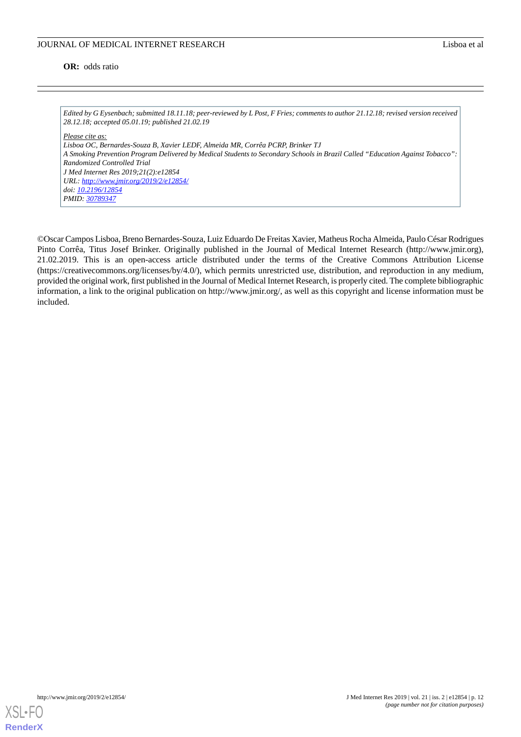**OR:** odds ratio

---

*Edited by G Eysenbach; submitted 18.11.18; peer-reviewed by L Post, F Fries; comments to author 21.12.18; revised version received 28.12.18; accepted 05.01.19; published 21.02.19*

*Please cite as:*
*Lisboa OC, Bernardes-Souza B, Xavier LEDF, Almeida MR, Corrêa PCRP, Brinker TJ*
*A Smoking Prevention Program Delivered by Medical Students to Secondary Schools in Brazil Called "Education Against Tobacco": Randomized Controlled Trial*
*J Med Internet Res 2019;21(2):e12854*
*URL: [http://www.jmir.org/2019/2/e12854/](http://www.jmir.org/2019/2/e12854/)*
*doi: [10.2196/12854](https://doi.org/10.2196/12854)*
*PMID: [30789347](https://www.ncbi.nlm.nih.gov/pubmed/30789347)*

©Oscar Campos Lisboa, Breno Bernardes-Souza, Luiz Eduardo De Freitas Xavier, Matheus Rocha Almeida, Paulo César Rodrigues Pinto Corrêa, Titus Josef Brinker. Originally published in the Journal of Medical Internet Research (http://www.jmir.org), 21.02.2019. This is an open-access article distributed under the terms of the Creative Commons Attribution License (https://creativecommons.org/licenses/by/4.0/), which permits unrestricted use, distribution, and reproduction in any medium, provided the original work, first published in the Journal of Medical Internet Research, is properly cited. The complete bibliographic information, a link to the original publication on http://www.jmir.org/, as well as this copyright and license information must be included.